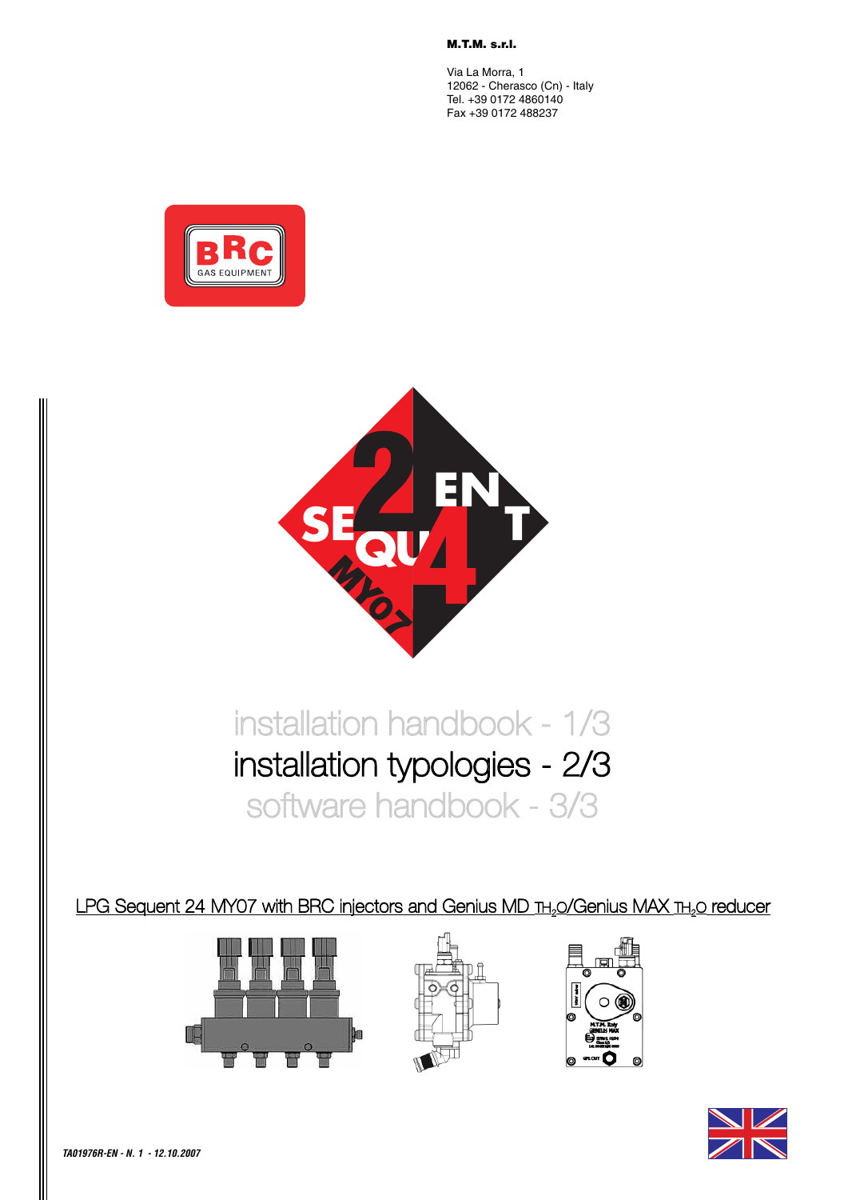**M.T.M. s.r.l.**

Via La Morra, 1
12062 - Cherasco (Cn) - Italy
Tel. +39 0172 4860140
Fax +39 0172 488237

BRC GAS EQUIPMENT

SEQUENT 24 MY07

installation handbook - 1/3

# installation typologies - 2/3

software handbook - 3/3

LPG Sequent 24 MY07 with BRC injectors and Genius MD $TH_2O$/Genius MAX $TH_2O$ reducer

*TA01976R-EN - N. 1 - 12.10.2007*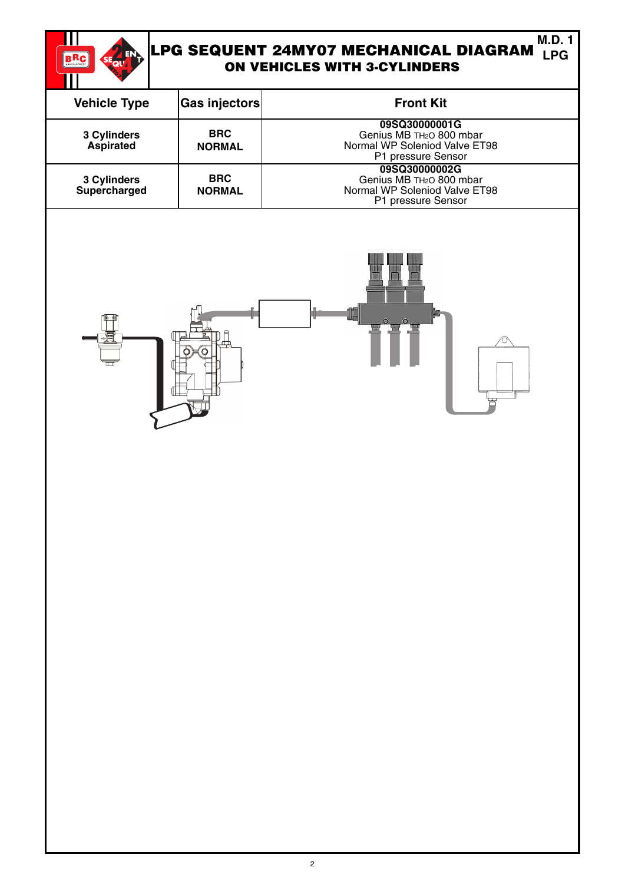# LPG SEQUENT 24MY07 MECHANICAL DIAGRAM ON VEHICLES WITH 3-CYLINDERS

M.D. 1 LPG

| Vehicle Type | Gas injectors | Front Kit |
|---|---|---|
| **3 Cylinders Aspirated** | **BRC NORMAL** | **09SQ30000001G** Genius MB $TH_2O$ 800 mbar Normal WP Soleniod Valve ET98 P1 pressure Sensor |
| **3 Cylinders Supercharged** | **BRC NORMAL** | **09SQ30000002G** Genius MB $TH_2O$ 800 mbar Normal WP Soleniod Valve ET98 P1 pressure Sensor |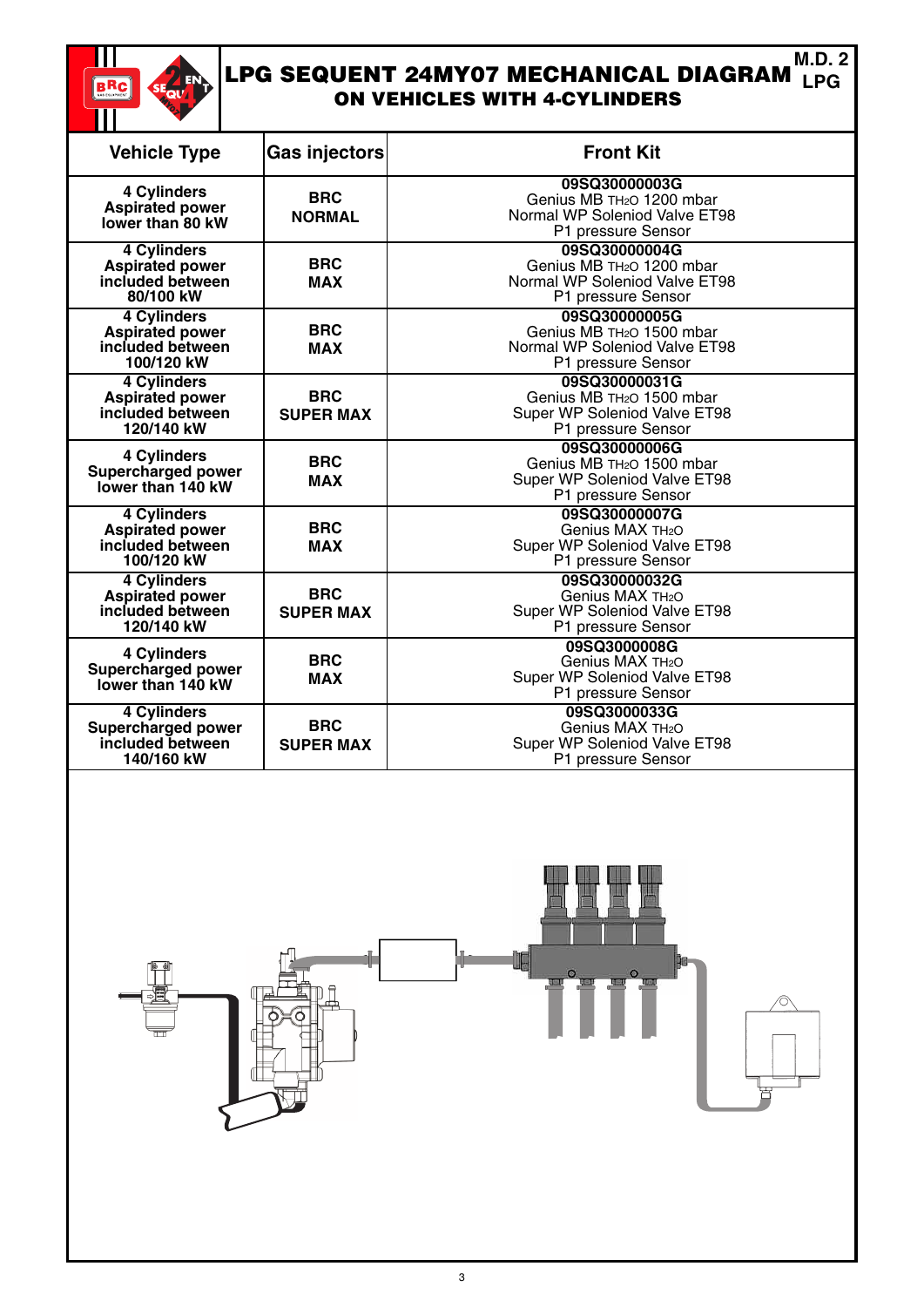# LPG SEQUENT 24MY07 MECHANICAL DIAGRAM ON VEHICLES WITH 4-CYLINDERS

M.D. 2 LPG

| Vehicle Type | Gas injectors | Front Kit |
|---|---|---|
| 4 Cylinders Aspirated power lower than 80 kW | BRC NORMAL | **09SQ30000003G** Genius MB TH2O 1200 mbar Normal WP Solenoid Valve ET98 P1 pressure Sensor |
| 4 Cylinders Aspirated power included between 80/100 kW | BRC MAX | **09SQ30000004G** Genius MB TH2O 1200 mbar Normal WP Solenoid Valve ET98 P1 pressure Sensor |
| 4 Cylinders Aspirated power included between 100/120 kW | BRC MAX | **09SQ30000005G** Genius MB TH2O 1500 mbar Normal WP Solenoid Valve ET98 P1 pressure Sensor |
| 4 Cylinders Aspirated power included between 120/140 kW | BRC SUPER MAX | **09SQ30000031G** Genius MB TH2O 1500 mbar Super WP Solenoid Valve ET98 P1 pressure Sensor |
| 4 Cylinders Supercharged power lower than 140 kW | BRC MAX | **09SQ30000006G** Genius MB TH2O 1500 mbar Super WP Solenoid Valve ET98 P1 pressure Sensor |
| 4 Cylinders Aspirated power included between 100/120 kW | BRC MAX | **09SQ30000007G** Genius MAX TH2O Super WP Solenoid Valve ET98 P1 pressure Sensor |
| 4 Cylinders Aspirated power included between 120/140 kW | BRC SUPER MAX | **09SQ30000032G** Genius MAX TH2O Super WP Solenoid Valve ET98 P1 pressure Sensor |
| 4 Cylinders Supercharged power lower than 140 kW | BRC MAX | **09SQ3000008G** Genius MAX TH2O Super WP Solenoid Valve ET98 P1 pressure Sensor |
| 4 Cylinders Supercharged power included between 140/160 kW | BRC SUPER MAX | **09SQ3000033G** Genius MAX TH2O Super WP Solenoid Valve ET98 P1 pressure Sensor |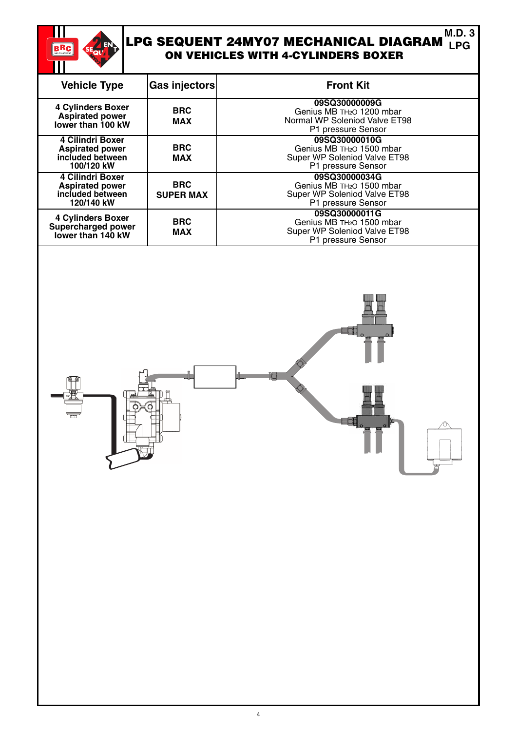# LPG SEQUENT 24MY07 MECHANICAL DIAGRAM

## ON VEHICLES WITH 4-CYLINDERS BOXER

M.D. 3
LPG

| Vehicle Type | Gas injectors | Front Kit |
|---|---|---|
| **4 Cylinders Boxer Aspirated power lower than 100 kW** | **BRC MAX** | **09SQ30000009G** Genius MB TH2O 1200 mbar Normal WP Solenoid Valve ET98 P1 pressure Sensor |
| **4 Cilindri Boxer Aspirated power included between 100/120 kW** | **BRC MAX** | **09SQ30000010G** Genius MB TH2O 1500 mbar Super WP Solenoid Valve ET98 P1 pressure Sensor |
| **4 Cilindri Boxer Aspirated power included between 120/140 kW** | **BRC SUPER MAX** | **09SQ30000034G** Genius MB TH2O 1500 mbar Super WP Solenoid Valve ET98 P1 pressure Sensor |
| **4 Cylinders Boxer Supercharged power lower than 140 kW** | **BRC MAX** | **09SQ30000011G** Genius MB TH2O 1500 mbar Super WP Solenoid Valve ET98 P1 pressure Sensor |